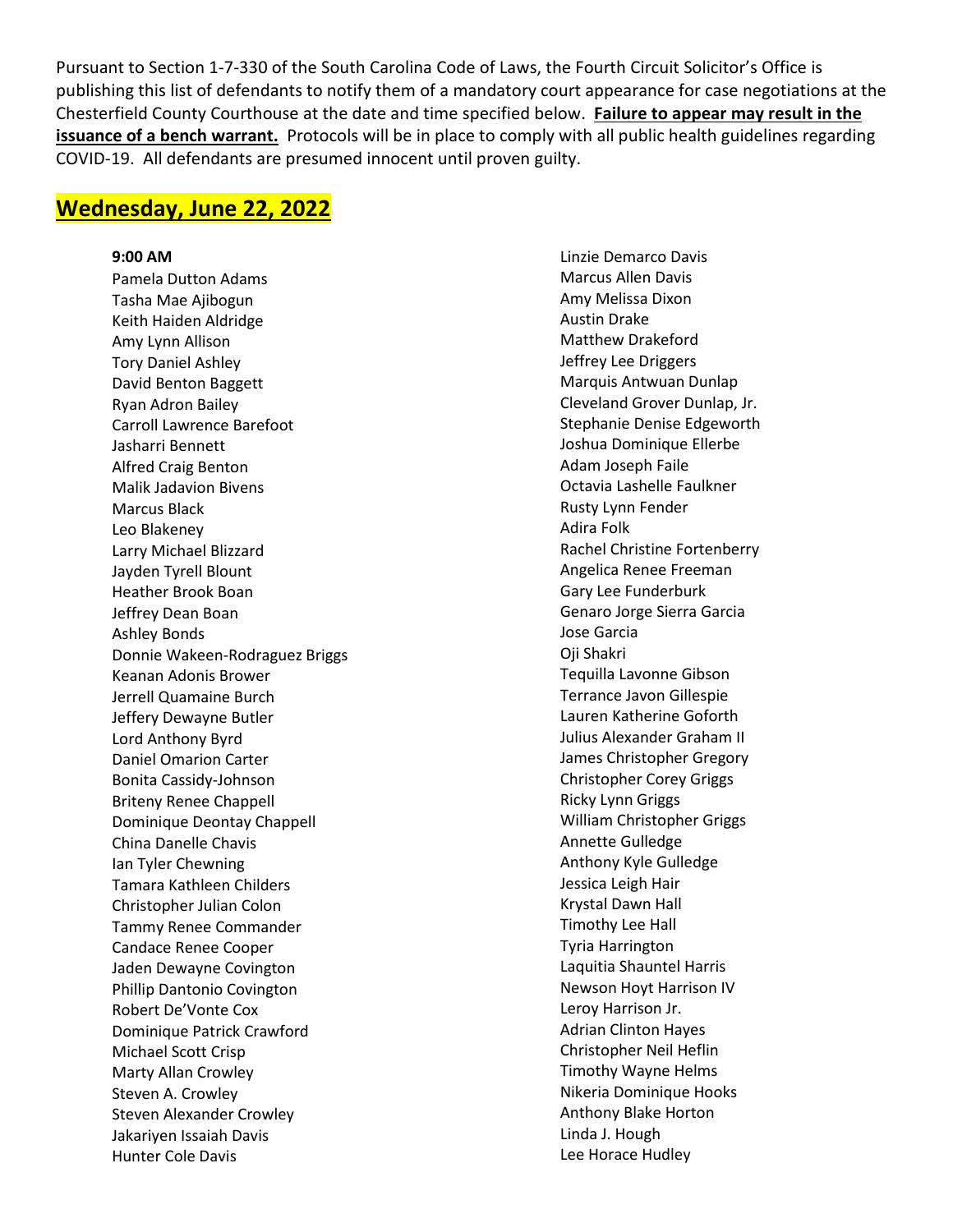Pursuant to Section 1-7-330 of the South Carolina Code of Laws, the Fourth Circuit Solicitor's Office is publishing this list of defendants to notify them of a mandatory court appearance for case negotiations at the Chesterfield County Courthouse at the date and time specified below. **Failure to appear may result in the issuance of a bench warrant.** Protocols will be in place to comply with all public health guidelines regarding COVID-19. All defendants are presumed innocent until proven guilty.

## Wednesday, June 22, 2022

**9:00 AM**

Pamela Dutton Adams
Tasha Mae Ajibogun
Keith Haiden Aldridge
Amy Lynn Allison
Tory Daniel Ashley
David Benton Baggett
Ryan Adron Bailey
Carroll Lawrence Barefoot
Jasharri Bennett
Alfred Craig Benton
Malik Jadavion Bivens
Marcus Black
Leo Blakeney
Larry Michael Blizzard
Jayden Tyrell Blount
Heather Brook Boan
Jeffrey Dean Boan
Ashley Bonds
Donnie Wakeen-Rodraguez Briggs
Keanan Adonis Brower
Jerrell Quamaine Burch
Jeffery Dewayne Butler
Lord Anthony Byrd
Daniel Omarion Carter
Bonita Cassidy-Johnson
Briteny Renee Chappell
Dominique Deontay Chappell
China Danelle Chavis
Ian Tyler Chewning
Tamara Kathleen Childers
Christopher Julian Colon
Tammy Renee Commander
Candace Renee Cooper
Jaden Dewayne Covington
Phillip Dantonio Covington
Robert De'Vonte Cox
Dominique Patrick Crawford
Michael Scott Crisp
Marty Allan Crowley
Steven A. Crowley
Steven Alexander Crowley
Jakariyen Issaiah Davis
Hunter Cole Davis
Linzie Demarco Davis
Marcus Allen Davis
Amy Melissa Dixon
Austin Drake
Matthew Drakeford
Jeffrey Lee Driggers
Marquis Antwuan Dunlap
Cleveland Grover Dunlap, Jr.
Stephanie Denise Edgeworth
Joshua Dominique Ellerbe
Adam Joseph Faile
Octavia Lashelle Faulkner
Rusty Lynn Fender
Adira Folk
Rachel Christine Fortenberry
Angelica Renee Freeman
Gary Lee Funderburk
Genaro Jorge Sierra Garcia
Jose Garcia
Oji Shakri
Tequilla Lavonne Gibson
Terrance Javon Gillespie
Lauren Katherine Goforth
Julius Alexander Graham II
James Christopher Gregory
Christopher Corey Griggs
Ricky Lynn Griggs
William Christopher Griggs
Annette Gulledge
Anthony Kyle Gulledge
Jessica Leigh Hair
Krystal Dawn Hall
Timothy Lee Hall
Tyria Harrington
Laquitia Shauntel Harris
Newson Hoyt Harrison IV
Leroy Harrison Jr.
Adrian Clinton Hayes
Christopher Neil Heflin
Timothy Wayne Helms
Nikeria Dominique Hooks
Anthony Blake Horton
Linda J. Hough
Lee Horace Hudley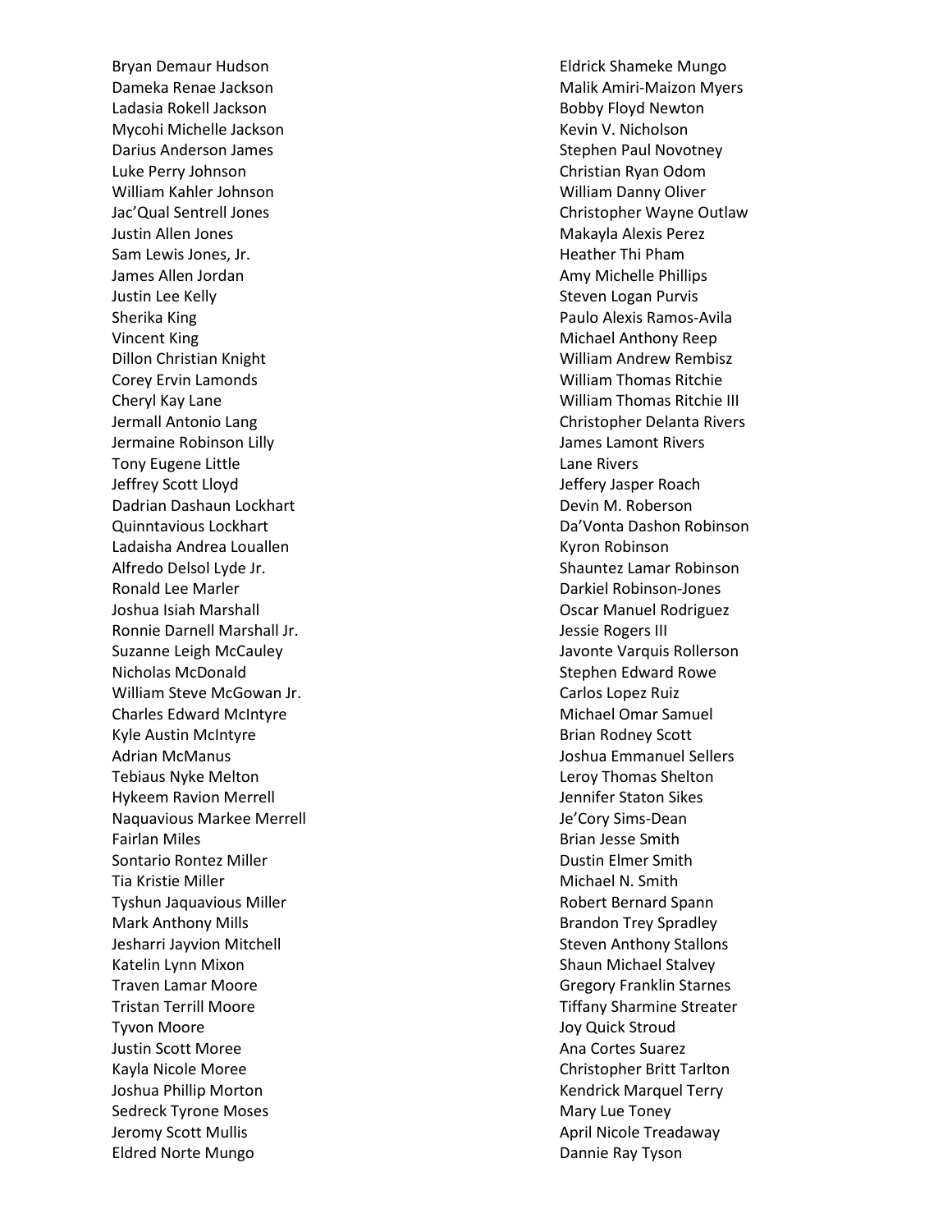Bryan Demaur Hudson
Dameka Renae Jackson
Ladasia Rokell Jackson
Mycohi Michelle Jackson
Darius Anderson James
Luke Perry Johnson
William Kahler Johnson
Jac'Qual Sentrell Jones
Justin Allen Jones
Sam Lewis Jones, Jr.
James Allen Jordan
Justin Lee Kelly
Sherika King
Vincent King
Dillon Christian Knight
Corey Ervin Lamonds
Cheryl Kay Lane
Jermall Antonio Lang
Jermaine Robinson Lilly
Tony Eugene Little
Jeffrey Scott Lloyd
Dadrian Dashaun Lockhart
Quinntavious Lockhart
Ladaisha Andrea Louallen
Alfredo Delsol Lyde Jr.
Ronald Lee Marler
Joshua Isiah Marshall
Ronnie Darnell Marshall Jr.
Suzanne Leigh McCauley
Nicholas McDonald
William Steve McGowan Jr.
Charles Edward McIntyre
Kyle Austin McIntyre
Adrian McManus
Tebiaus Nyke Melton
Hykeem Ravion Merrell
Naquavious Markee Merrell
Fairlan Miles
Sontario Rontez Miller
Tia Kristie Miller
Tyshun Jaquavious Miller
Mark Anthony Mills
Jesharri Jayvion Mitchell
Katelin Lynn Mixon
Traven Lamar Moore
Tristan Terrill Moore
Tyvon Moore
Justin Scott Moree
Kayla Nicole Moree
Joshua Phillip Morton
Sedreck Tyrone Moses
Jeromy Scott Mullis
Eldred Norte Mungo
Eldrick Shameke Mungo
Malik Amiri-Maizon Myers
Bobby Floyd Newton
Kevin V. Nicholson
Stephen Paul Novotney
Christian Ryan Odom
William Danny Oliver
Christopher Wayne Outlaw
Makayla Alexis Perez
Heather Thi Pham
Amy Michelle Phillips
Steven Logan Purvis
Paulo Alexis Ramos-Avila
Michael Anthony Reep
William Andrew Rembisz
William Thomas Ritchie
William Thomas Ritchie III
Christopher Delanta Rivers
James Lamont Rivers
Lane Rivers
Jeffery Jasper Roach
Devin M. Roberson
Da'Vonta Dashon Robinson
Kyron Robinson
Shauntez Lamar Robinson
Darkiel Robinson-Jones
Oscar Manuel Rodriguez
Jessie Rogers III
Javonte Varquis Rollerson
Stephen Edward Rowe
Carlos Lopez Ruiz
Michael Omar Samuel
Brian Rodney Scott
Joshua Emmanuel Sellers
Leroy Thomas Shelton
Jennifer Staton Sikes
Je'Cory Sims-Dean
Brian Jesse Smith
Dustin Elmer Smith
Michael N. Smith
Robert Bernard Spann
Brandon Trey Spradley
Steven Anthony Stallons
Shaun Michael Stalvey
Gregory Franklin Starnes
Tiffany Sharmine Streater
Joy Quick Stroud
Ana Cortes Suarez
Christopher Britt Tarlton
Kendrick Marquel Terry
Mary Lue Toney
April Nicole Treadaway
Dannie Ray Tyson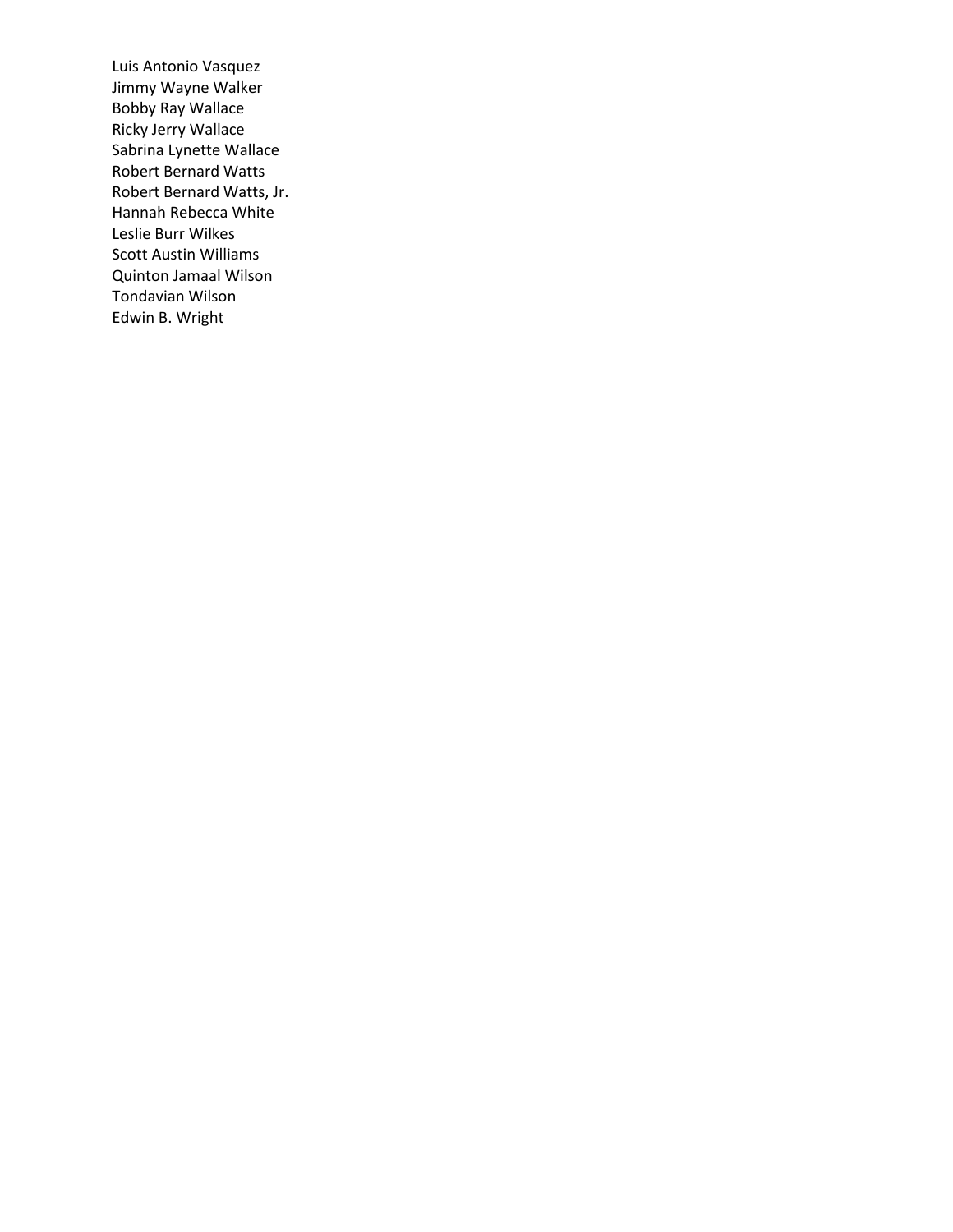Luis Antonio Vasquez
Jimmy Wayne Walker
Bobby Ray Wallace
Ricky Jerry Wallace
Sabrina Lynette Wallace
Robert Bernard Watts
Robert Bernard Watts, Jr.
Hannah Rebecca White
Leslie Burr Wilkes
Scott Austin Williams
Quinton Jamaal Wilson
Tondavian Wilson
Edwin B. Wright